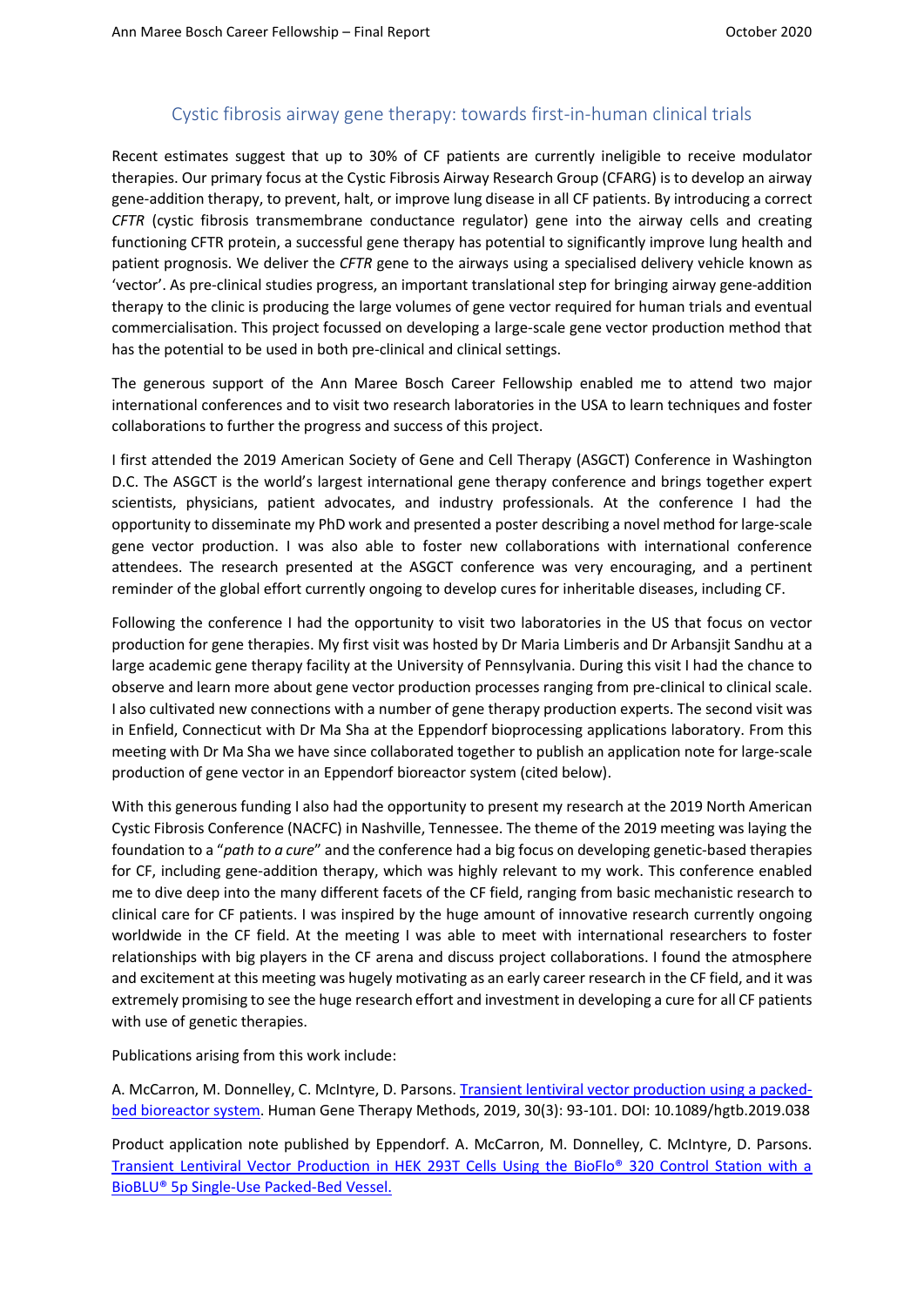# Cystic fibrosis airway gene therapy: towards first-in-human clinical trials

Recent estimates suggest that up to 30% of CF patients are currently ineligible to receive modulator therapies. Our primary focus at the Cystic Fibrosis Airway Research Group (CFARG) is to develop an airway gene-addition therapy, to prevent, halt, or improve lung disease in all CF patients. By introducing a correct *CFTR* (cystic fibrosis transmembrane conductance regulator) gene into the airway cells and creating functioning CFTR protein, a successful gene therapy has potential to significantly improve lung health and patient prognosis. We deliver the *CFTR* gene to the airways using a specialised delivery vehicle known as 'vector'. As pre-clinical studies progress, an important translational step for bringing airway gene-addition therapy to the clinic is producing the large volumes of gene vector required for human trials and eventual commercialisation. This project focussed on developing a large-scale gene vector production method that has the potential to be used in both pre-clinical and clinical settings.

The generous support of the Ann Maree Bosch Career Fellowship enabled me to attend two major international conferences and to visit two research laboratories in the USA to learn techniques and foster collaborations to further the progress and success of this project.

I first attended the 2019 American Society of Gene and Cell Therapy (ASGCT) Conference in Washington D.C. The ASGCT is the world's largest international gene therapy conference and brings together expert scientists, physicians, patient advocates, and industry professionals. At the conference I had the opportunity to disseminate my PhD work and presented a poster describing a novel method for large-scale gene vector production. I was also able to foster new collaborations with international conference attendees. The research presented at the ASGCT conference was very encouraging, and a pertinent reminder of the global effort currently ongoing to develop cures for inheritable diseases, including CF.

Following the conference I had the opportunity to visit two laboratories in the US that focus on vector production for gene therapies. My first visit was hosted by Dr Maria Limberis and Dr Arbansjit Sandhu at a large academic gene therapy facility at the University of Pennsylvania. During this visit I had the chance to observe and learn more about gene vector production processes ranging from pre-clinical to clinical scale. I also cultivated new connections with a number of gene therapy production experts. The second visit was in Enfield, Connecticut with Dr Ma Sha at the Eppendorf bioprocessing applications laboratory. From this meeting with Dr Ma Sha we have since collaborated together to publish an application note for large-scale production of gene vector in an Eppendorf bioreactor system (cited below).

With this generous funding I also had the opportunity to present my research at the 2019 North American Cystic Fibrosis Conference (NACFC) in Nashville, Tennessee. The theme of the 2019 meeting was laying the foundation to a "*path to a cure*" and the conference had a big focus on developing genetic-based therapies for CF, including gene-addition therapy, which was highly relevant to my work. This conference enabled me to dive deep into the many different facets of the CF field, ranging from basic mechanistic research to clinical care for CF patients. I was inspired by the huge amount of innovative research currently ongoing worldwide in the CF field. At the meeting I was able to meet with international researchers to foster relationships with big players in the CF arena and discuss project collaborations. I found the atmosphere and excitement at this meeting was hugely motivating as an early career research in the CF field, and it was extremely promising to see the huge research effort and investment in developing a cure for all CF patients with use of genetic therapies.

Publications arising from this work include:

A. McCarron, M. Donnelley, C. McIntyre, D. Parsons. Transient lentiviral vector production using a packed-bed bioreactor system. Human Gene Therapy Methods, 2019, 30(3): 93-101. DOI: 10.1089/hgtb.2019.038

Product application note published by Eppendorf. A. McCarron, M. Donnelley, C. McIntyre, D. Parsons. Transient Lentiviral Vector Production in HEK 293T Cells Using the BioFlo® 320 Control Station with a BioBLU® 5p Single-Use Packed-Bed Vessel.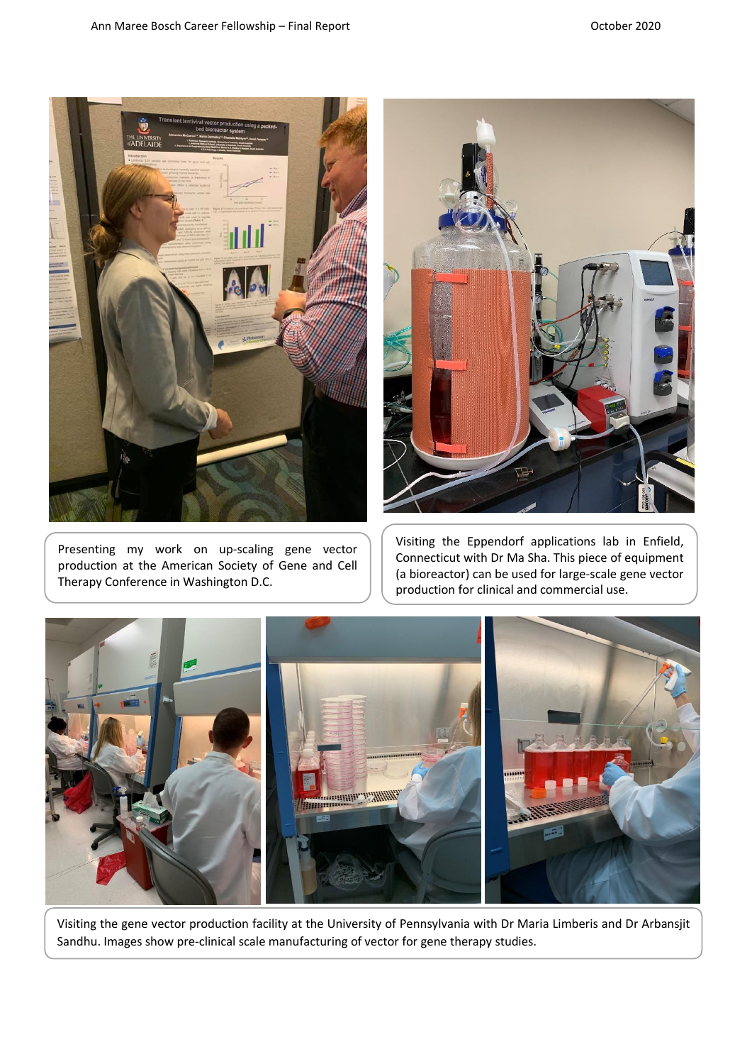Presenting my work on up-scaling gene vector production at the American Society of Gene and Cell Therapy Conference in Washington D.C.

Visiting the Eppendorf applications lab in Enfield, Connecticut with Dr Ma Sha. This piece of equipment (a bioreactor) can be used for large-scale gene vector production for clinical and commercial use.

Visiting the gene vector production facility at the University of Pennsylvania with Dr Maria Limberis and Dr Arbansjit Sandhu. Images show pre-clinical scale manufacturing of vector for gene therapy studies.